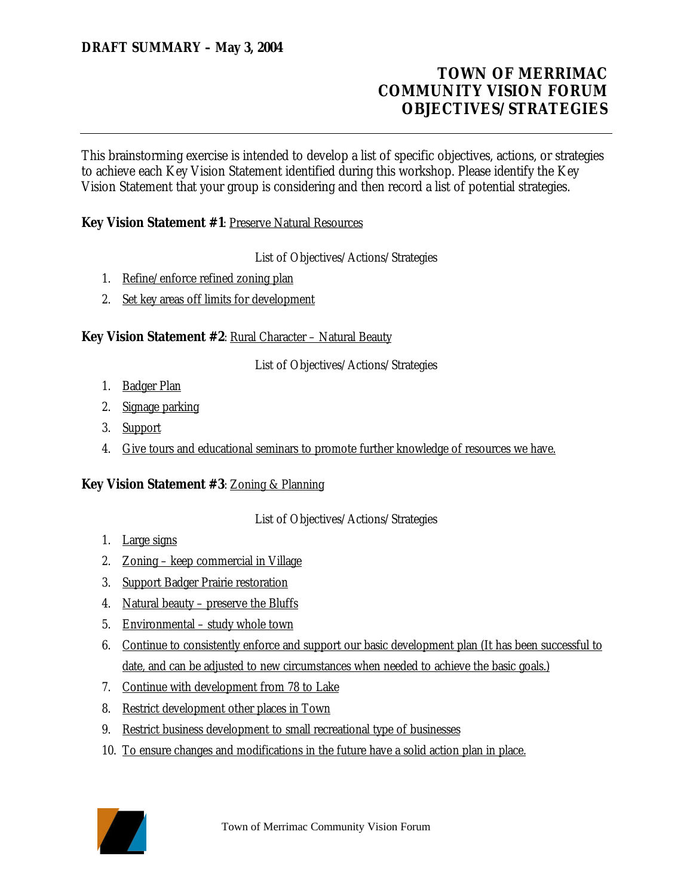**DRAFT SUMMARY – May 3, 2004**

# TOWN OF MERRIMAC COMMUNITY VISION FORUM OBJECTIVES/STRATEGIES

This brainstorming exercise is intended to develop a list of specific objectives, actions, or strategies to achieve each Key Vision Statement identified during this workshop. Please identify the Key Vision Statement that your group is considering and then record a list of potential strategies.

**Key Vision Statement #1**: Preserve Natural Resources

List of Objectives/Actions/Strategies

1. Refine/enforce refined zoning plan
2. Set key areas off limits for development

**Key Vision Statement #2**: Rural Character – Natural Beauty

List of Objectives/Actions/Strategies

1. Badger Plan
2. Signage parking
3. Support
4. Give tours and educational seminars to promote further knowledge of resources we have.

**Key Vision Statement #3**: Zoning & Planning

List of Objectives/Actions/Strategies

1. Large signs
2. Zoning – keep commercial in Village
3. Support Badger Prairie restoration
4. Natural beauty – preserve the Bluffs
5. Environmental – study whole town
6. Continue to consistently enforce and support our basic development plan (It has been successful to date, and can be adjusted to new circumstances when needed to achieve the basic goals.)
7. Continue with development from 78 to Lake
8. Restrict development other places in Town
9. Restrict business development to small recreational type of businesses
10. To ensure changes and modifications in the future have a solid action plan in place.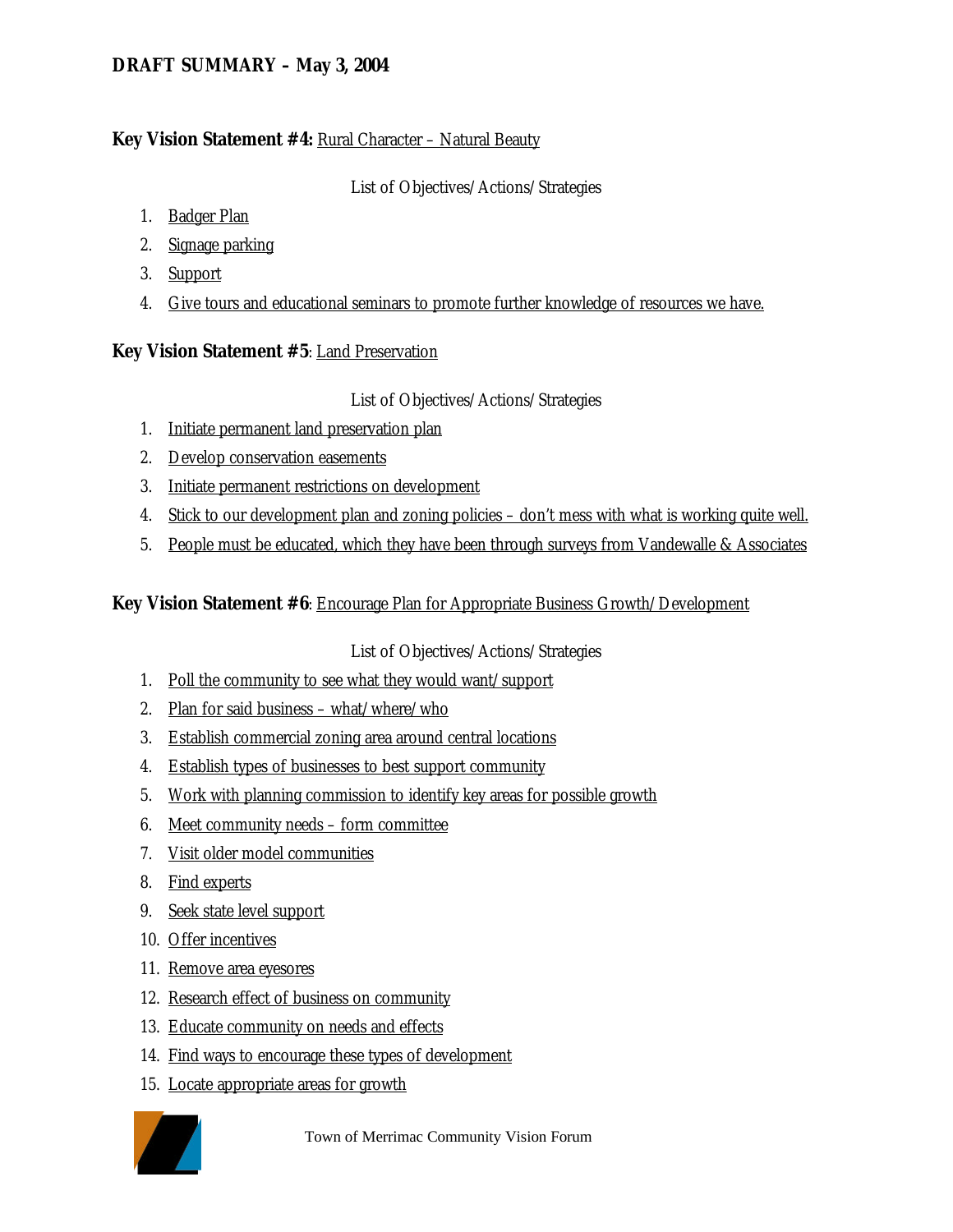**DRAFT SUMMARY – May 3, 2004**

**Key Vision Statement #4:** Rural Character – Natural Beauty

List of Objectives/Actions/Strategies

1. Badger Plan
2. Signage parking
3. Support
4. Give tours and educational seminars to promote further knowledge of resources we have.

**Key Vision Statement #5**: Land Preservation

List of Objectives/Actions/Strategies

1. Initiate permanent land preservation plan
2. Develop conservation easements
3. Initiate permanent restrictions on development
4. Stick to our development plan and zoning policies – don't mess with what is working quite well.
5. People must be educated, which they have been through surveys from Vandewalle & Associates

**Key Vision Statement #6**: Encourage Plan for Appropriate Business Growth/Development

List of Objectives/Actions/Strategies

1. Poll the community to see what they would want/support
2. Plan for said business – what/where/who
3. Establish commercial zoning area around central locations
4. Establish types of businesses to best support community
5. Work with planning commission to identify key areas for possible growth
6. Meet community needs – form committee
7. Visit older model communities
8. Find experts
9. Seek state level support
10. Offer incentives
11. Remove area eyesores
12. Research effect of business on community
13. Educate community on needs and effects
14. Find ways to encourage these types of development
15. Locate appropriate areas for growth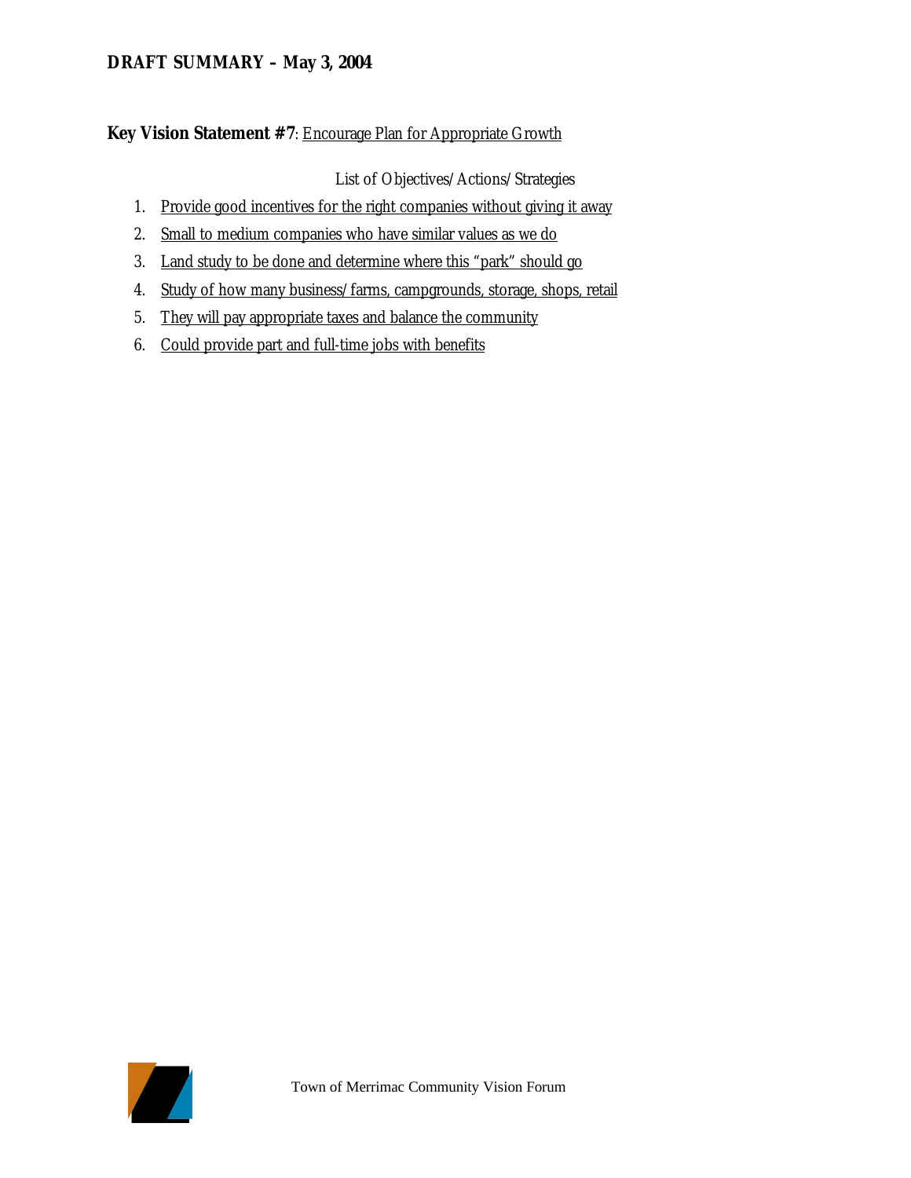**DRAFT SUMMARY – May 3, 2004**

**Key Vision Statement #7**: Encourage Plan for Appropriate Growth

List of Objectives/Actions/Strategies

1. Provide good incentives for the right companies without giving it away
2. Small to medium companies who have similar values as we do
3. Land study to be done and determine where this "park" should go
4. Study of how many business/farms, campgrounds, storage, shops, retail
5. They will pay appropriate taxes and balance the community
6. Could provide part and full-time jobs with benefits